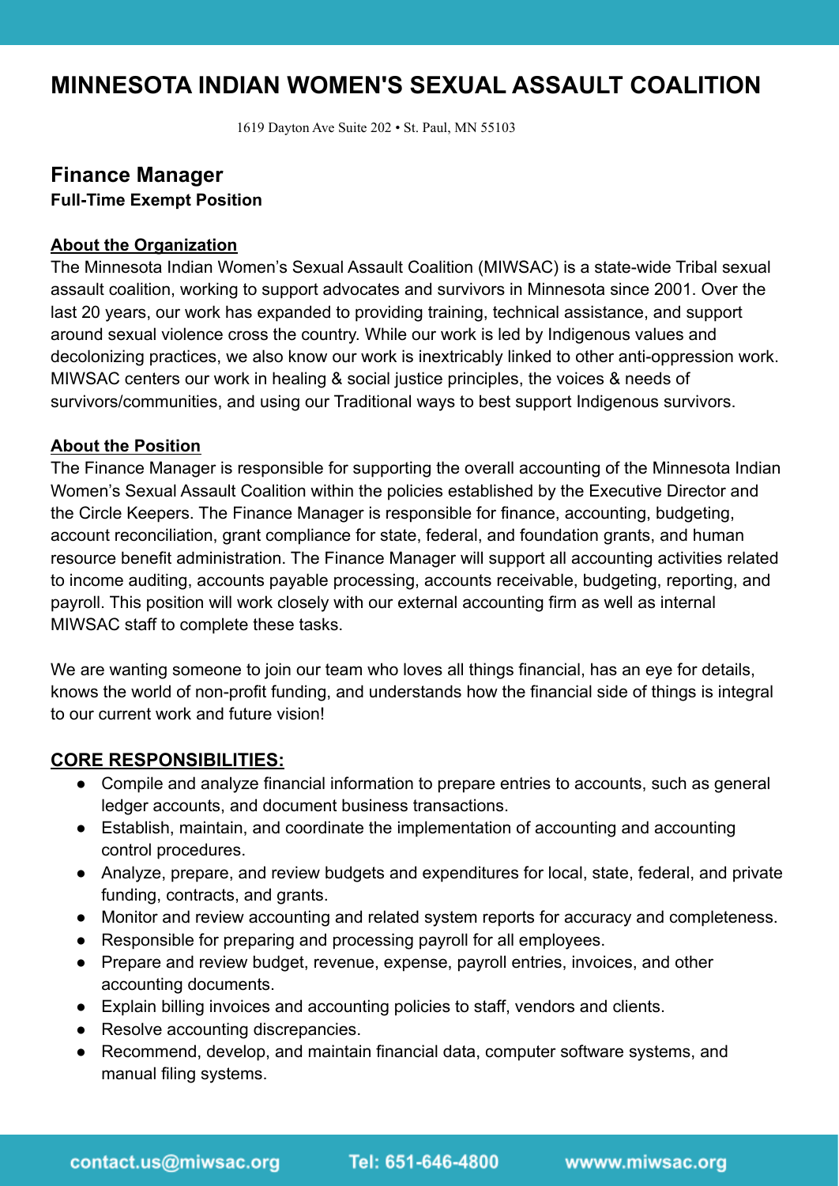# MINNESOTA INDIAN WOMEN'S SEXUAL ASSAULT COALITION

1619 Dayton Ave Suite 202 • St. Paul, MN 55103

## Finance Manager

**Full-Time Exempt Position**

**About the Organization**

The Minnesota Indian Women's Sexual Assault Coalition (MIWSAC) is a state-wide Tribal sexual assault coalition, working to support advocates and survivors in Minnesota since 2001. Over the last 20 years, our work has expanded to providing training, technical assistance, and support around sexual violence cross the country. While our work is led by Indigenous values and decolonizing practices, we also know our work is inextricably linked to other anti-oppression work. MIWSAC centers our work in healing & social justice principles, the voices & needs of survivors/communities, and using our Traditional ways to best support Indigenous survivors.

**About the Position**

The Finance Manager is responsible for supporting the overall accounting of the Minnesota Indian Women's Sexual Assault Coalition within the policies established by the Executive Director and the Circle Keepers. The Finance Manager is responsible for finance, accounting, budgeting, account reconciliation, grant compliance for state, federal, and foundation grants, and human resource benefit administration. The Finance Manager will support all accounting activities related to income auditing, accounts payable processing, accounts receivable, budgeting, reporting, and payroll. This position will work closely with our external accounting firm as well as internal MIWSAC staff to complete these tasks.

We are wanting someone to join our team who loves all things financial, has an eye for details, knows the world of non-profit funding, and understands how the financial side of things is integral to our current work and future vision!

### CORE RESPONSIBILITIES:

- Compile and analyze financial information to prepare entries to accounts, such as general ledger accounts, and document business transactions.
- Establish, maintain, and coordinate the implementation of accounting and accounting control procedures.
- Analyze, prepare, and review budgets and expenditures for local, state, federal, and private funding, contracts, and grants.
- Monitor and review accounting and related system reports for accuracy and completeness.
- Responsible for preparing and processing payroll for all employees.
- Prepare and review budget, revenue, expense, payroll entries, invoices, and other accounting documents.
- Explain billing invoices and accounting policies to staff, vendors and clients.
- Resolve accounting discrepancies.
- Recommend, develop, and maintain financial data, computer software systems, and manual filing systems.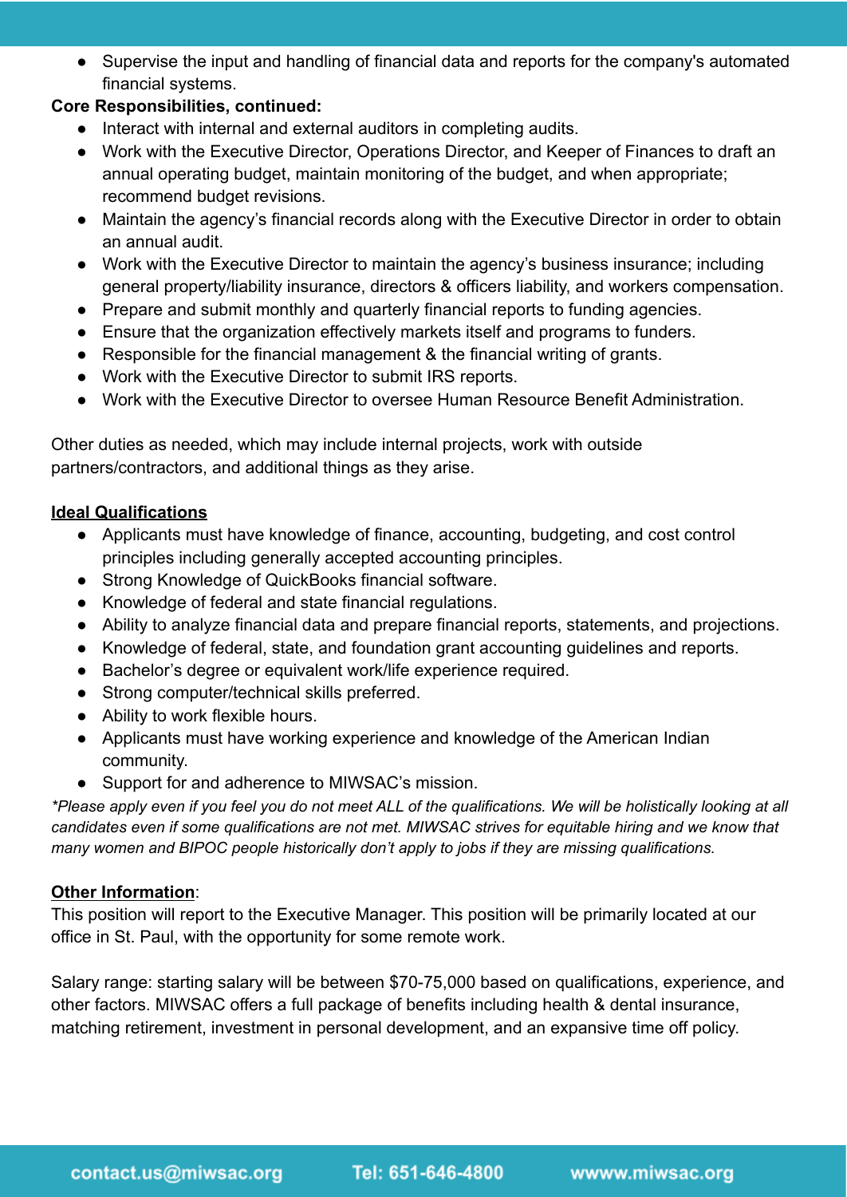- Supervise the input and handling of financial data and reports for the company's automated financial systems.

**Core Responsibilities, continued:**

- Interact with internal and external auditors in completing audits.
- Work with the Executive Director, Operations Director, and Keeper of Finances to draft an annual operating budget, maintain monitoring of the budget, and when appropriate; recommend budget revisions.
- Maintain the agency's financial records along with the Executive Director in order to obtain an annual audit.
- Work with the Executive Director to maintain the agency's business insurance; including general property/liability insurance, directors & officers liability, and workers compensation.
- Prepare and submit monthly and quarterly financial reports to funding agencies.
- Ensure that the organization effectively markets itself and programs to funders.
- Responsible for the financial management & the financial writing of grants.
- Work with the Executive Director to submit IRS reports.
- Work with the Executive Director to oversee Human Resource Benefit Administration.

Other duties as needed, which may include internal projects, work with outside partners/contractors, and additional things as they arise.

**Ideal Qualifications**

- Applicants must have knowledge of finance, accounting, budgeting, and cost control principles including generally accepted accounting principles.
- Strong Knowledge of QuickBooks financial software.
- Knowledge of federal and state financial regulations.
- Ability to analyze financial data and prepare financial reports, statements, and projections.
- Knowledge of federal, state, and foundation grant accounting guidelines and reports.
- Bachelor's degree or equivalent work/life experience required.
- Strong computer/technical skills preferred.
- Ability to work flexible hours.
- Applicants must have working experience and knowledge of the American Indian community.
- Support for and adherence to MIWSAC's mission.

*\*Please apply even if you feel you do not meet ALL of the qualifications. We will be holistically looking at all candidates even if some qualifications are not met. MIWSAC strives for equitable hiring and we know that many women and BIPOC people historically don't apply to jobs if they are missing qualifications.*

**Other Information**:

This position will report to the Executive Manager. This position will be primarily located at our office in St. Paul, with the opportunity for some remote work.

Salary range: starting salary will be between $70-75,000 based on qualifications, experience, and other factors. MIWSAC offers a full package of benefits including health & dental insurance, matching retirement, investment in personal development, and an expansive time off policy.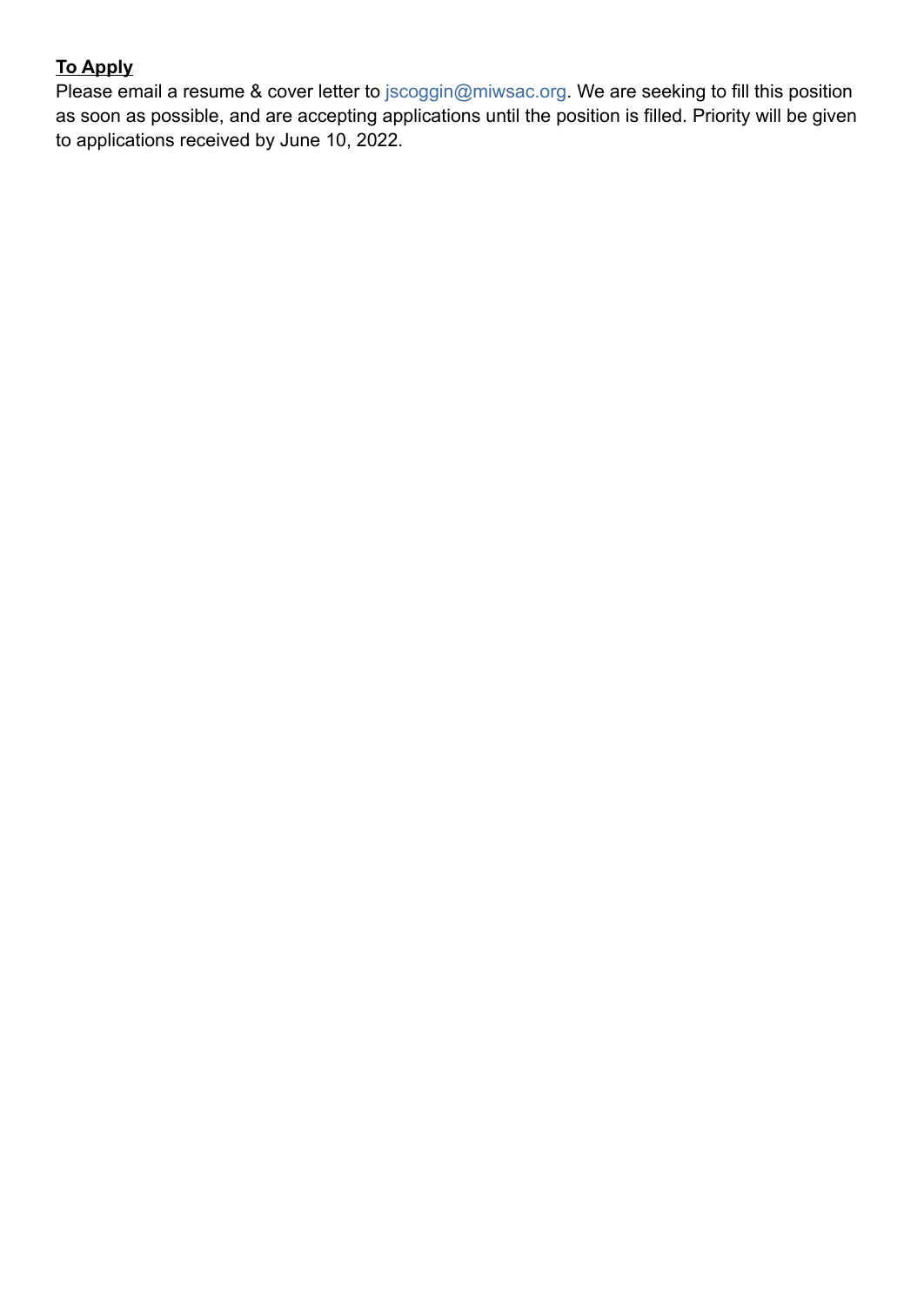**To Apply**

Please email a resume & cover letter to jscoggin@miwsac.org. We are seeking to fill this position as soon as possible, and are accepting applications until the position is filled. Priority will be given to applications received by June 10, 2022.